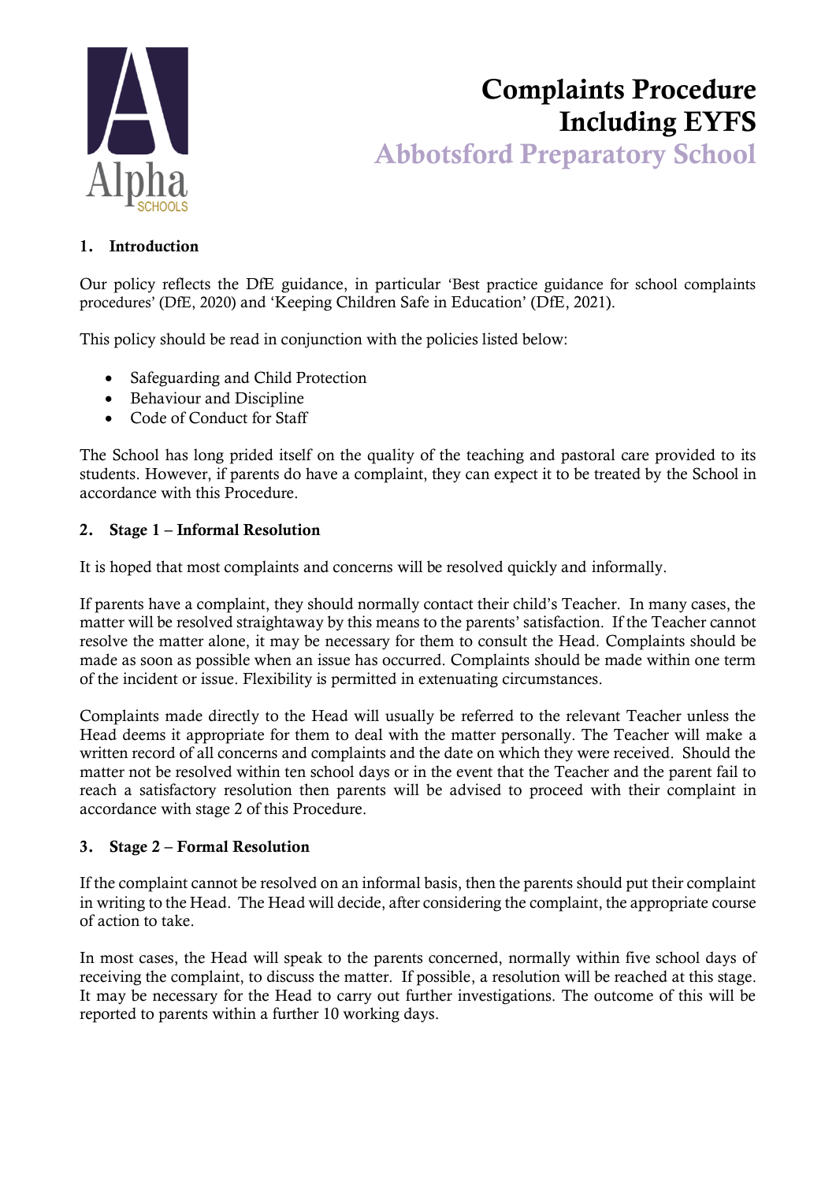# Complaints Procedure Including EYFS

## Abbotsford Preparatory School

### 1. Introduction

Our policy reflects the DfE guidance, in particular 'Best practice guidance for school complaints procedures' (DfE, 2020) and 'Keeping Children Safe in Education' (DfE, 2021).

This policy should be read in conjunction with the policies listed below:

- Safeguarding and Child Protection
- Behaviour and Discipline
- Code of Conduct for Staff

The School has long prided itself on the quality of the teaching and pastoral care provided to its students. However, if parents do have a complaint, they can expect it to be treated by the School in accordance with this Procedure.

### 2. Stage 1 – Informal Resolution

It is hoped that most complaints and concerns will be resolved quickly and informally.

If parents have a complaint, they should normally contact their child's Teacher. In many cases, the matter will be resolved straightaway by this means to the parents' satisfaction. If the Teacher cannot resolve the matter alone, it may be necessary for them to consult the Head. Complaints should be made as soon as possible when an issue has occurred. Complaints should be made within one term of the incident or issue. Flexibility is permitted in extenuating circumstances.

Complaints made directly to the Head will usually be referred to the relevant Teacher unless the Head deems it appropriate for them to deal with the matter personally. The Teacher will make a written record of all concerns and complaints and the date on which they were received. Should the matter not be resolved within ten school days or in the event that the Teacher and the parent fail to reach a satisfactory resolution then parents will be advised to proceed with their complaint in accordance with stage 2 of this Procedure.

### 3. Stage 2 – Formal Resolution

If the complaint cannot be resolved on an informal basis, then the parents should put their complaint in writing to the Head. The Head will decide, after considering the complaint, the appropriate course of action to take.

In most cases, the Head will speak to the parents concerned, normally within five school days of receiving the complaint, to discuss the matter. If possible, a resolution will be reached at this stage. It may be necessary for the Head to carry out further investigations. The outcome of this will be reported to parents within a further 10 working days.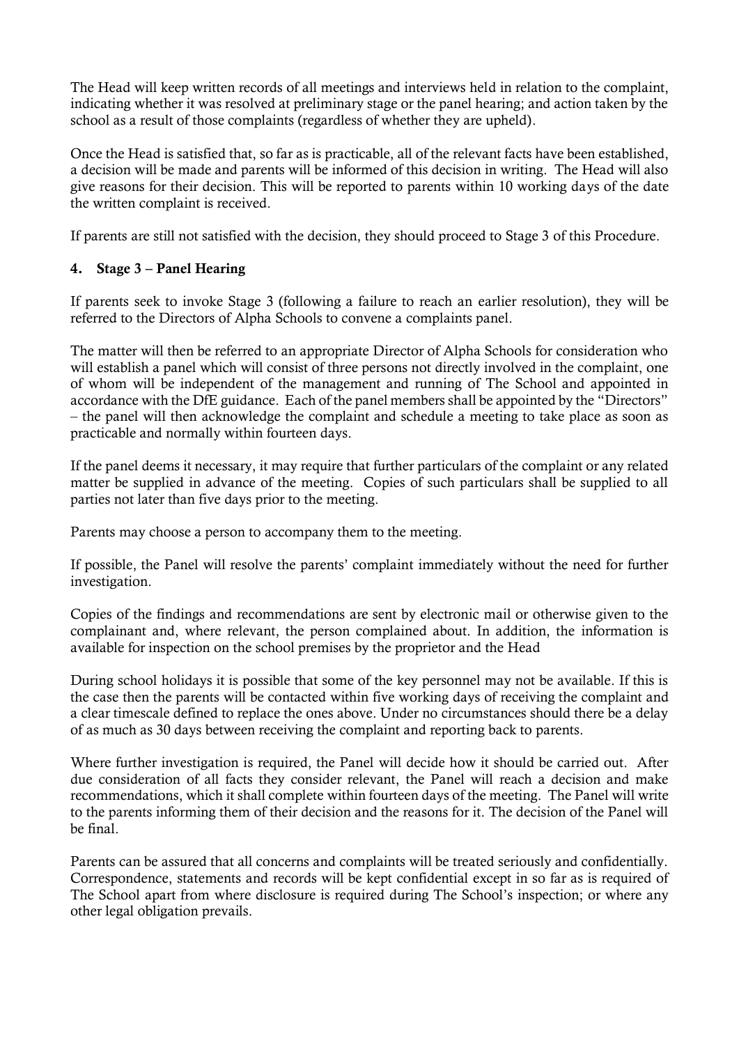The Head will keep written records of all meetings and interviews held in relation to the complaint, indicating whether it was resolved at preliminary stage or the panel hearing; and action taken by the school as a result of those complaints (regardless of whether they are upheld).

Once the Head is satisfied that, so far as is practicable, all of the relevant facts have been established, a decision will be made and parents will be informed of this decision in writing. The Head will also give reasons for their decision. This will be reported to parents within 10 working days of the date the written complaint is received.

If parents are still not satisfied with the decision, they should proceed to Stage 3 of this Procedure.

## 4. Stage 3 – Panel Hearing

If parents seek to invoke Stage 3 (following a failure to reach an earlier resolution), they will be referred to the Directors of Alpha Schools to convene a complaints panel.

The matter will then be referred to an appropriate Director of Alpha Schools for consideration who will establish a panel which will consist of three persons not directly involved in the complaint, one of whom will be independent of the management and running of The School and appointed in accordance with the DfE guidance. Each of the panel members shall be appointed by the "Directors" – the panel will then acknowledge the complaint and schedule a meeting to take place as soon as practicable and normally within fourteen days.

If the panel deems it necessary, it may require that further particulars of the complaint or any related matter be supplied in advance of the meeting. Copies of such particulars shall be supplied to all parties not later than five days prior to the meeting.

Parents may choose a person to accompany them to the meeting.

If possible, the Panel will resolve the parents' complaint immediately without the need for further investigation.

Copies of the findings and recommendations are sent by electronic mail or otherwise given to the complainant and, where relevant, the person complained about. In addition, the information is available for inspection on the school premises by the proprietor and the Head

During school holidays it is possible that some of the key personnel may not be available. If this is the case then the parents will be contacted within five working days of receiving the complaint and a clear timescale defined to replace the ones above. Under no circumstances should there be a delay of as much as 30 days between receiving the complaint and reporting back to parents.

Where further investigation is required, the Panel will decide how it should be carried out. After due consideration of all facts they consider relevant, the Panel will reach a decision and make recommendations, which it shall complete within fourteen days of the meeting. The Panel will write to the parents informing them of their decision and the reasons for it. The decision of the Panel will be final.

Parents can be assured that all concerns and complaints will be treated seriously and confidentially. Correspondence, statements and records will be kept confidential except in so far as is required of The School apart from where disclosure is required during The School's inspection; or where any other legal obligation prevails.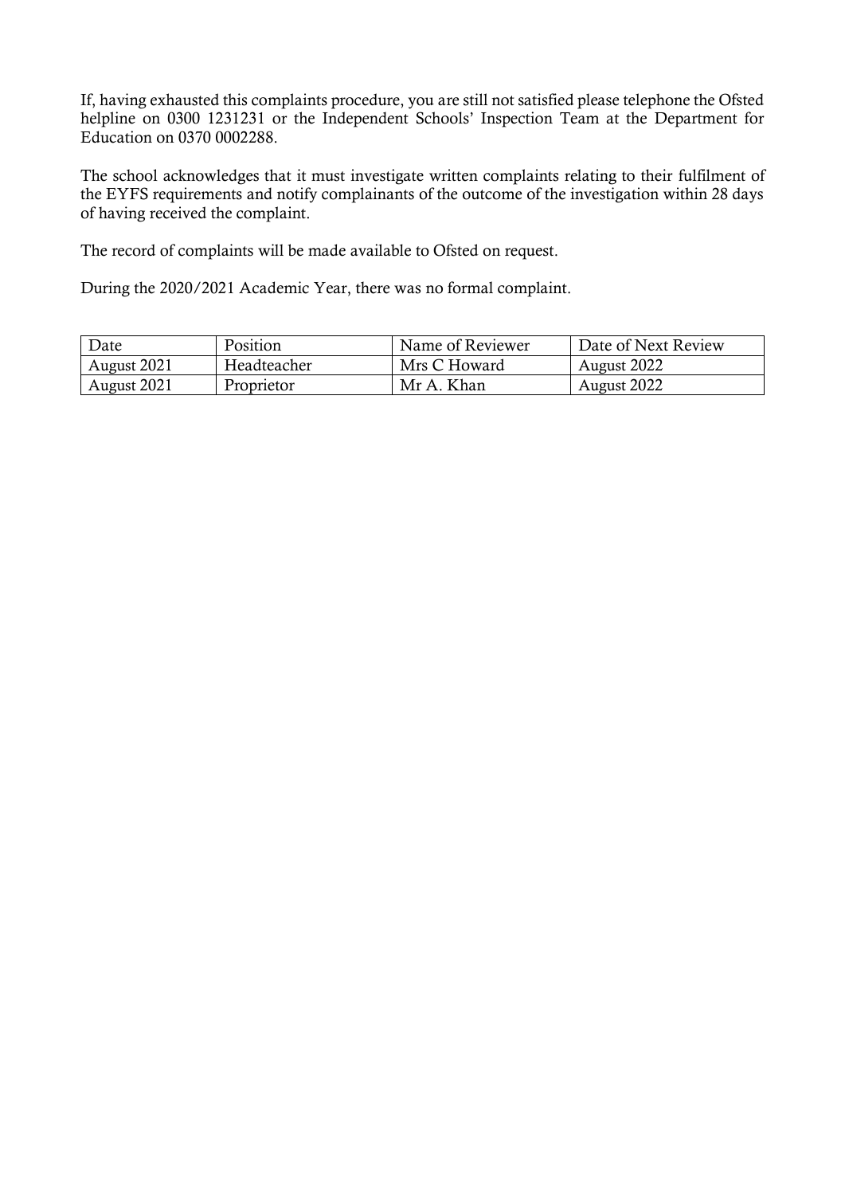If, having exhausted this complaints procedure, you are still not satisfied please telephone the Ofsted helpline on 0300 1231231 or the Independent Schools' Inspection Team at the Department for Education on 0370 0002288.

The school acknowledges that it must investigate written complaints relating to their fulfilment of the EYFS requirements and notify complainants of the outcome of the investigation within 28 days of having received the complaint.

The record of complaints will be made available to Ofsted on request.

During the 2020/2021 Academic Year, there was no formal complaint.

| Date | Position | Name of Reviewer | Date of Next Review |
|---|---|---|---|
| August 2021 | Headteacher | Mrs C Howard | August 2022 |
| August 2021 | Proprietor | Mr A. Khan | August 2022 |